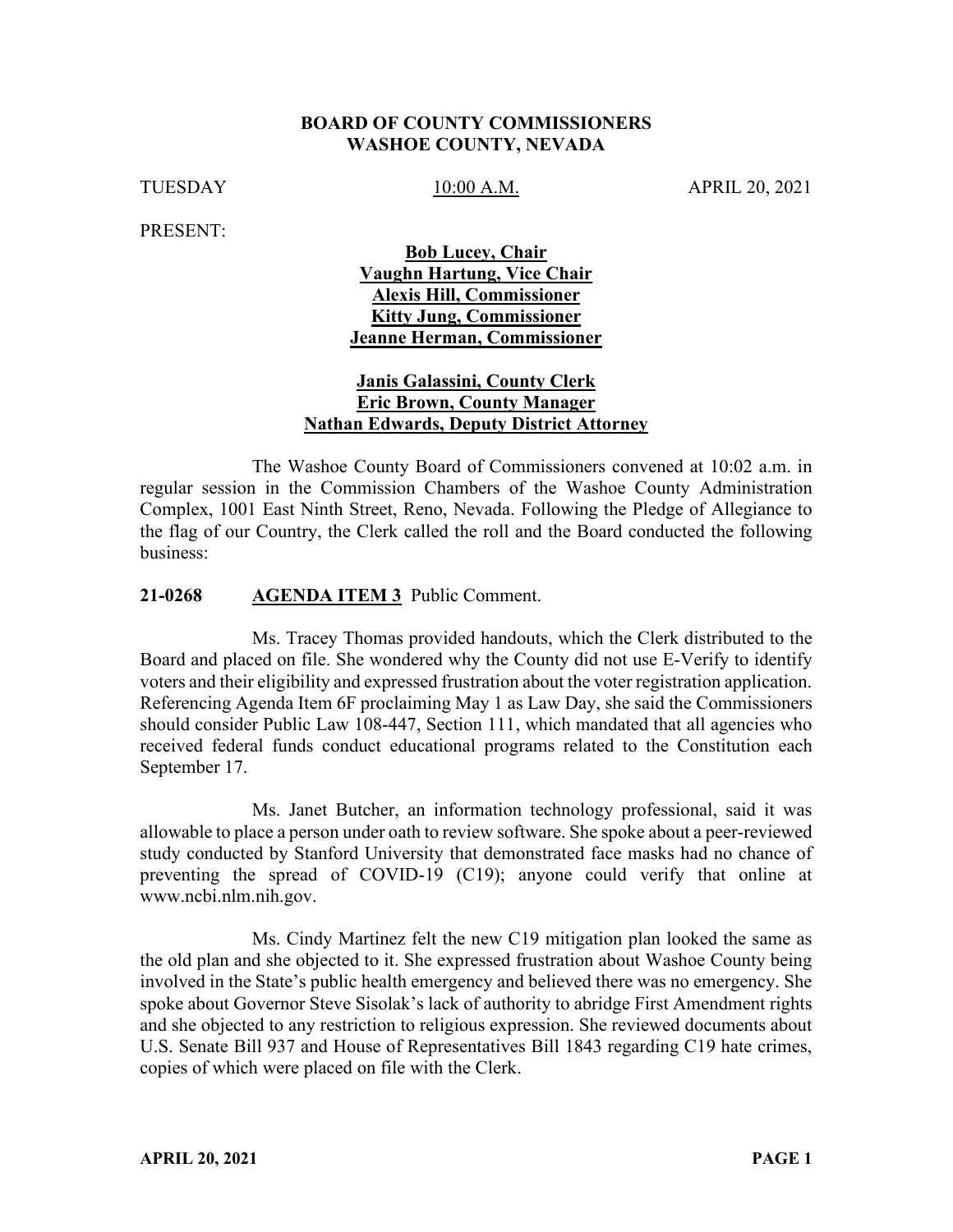**BOARD OF COUNTY COMMISSIONERS**
**WASHOE COUNTY, NEVADA**

TUESDAY 10:00 A.M. APRIL 20, 2021

PRESENT:

**Bob Lucey, Chair**
**Vaughn Hartung, Vice Chair**
**Alexis Hill, Commissioner**
**Kitty Jung, Commissioner**
**Jeanne Herman, Commissioner**

**Janis Galassini, County Clerk**
**Eric Brown, County Manager**
**Nathan Edwards, Deputy District Attorney**

The Washoe County Board of Commissioners convened at 10:02 a.m. in regular session in the Commission Chambers of the Washoe County Administration Complex, 1001 East Ninth Street, Reno, Nevada. Following the Pledge of Allegiance to the flag of our Country, the Clerk called the roll and the Board conducted the following business:

**21-0268 AGENDA ITEM 3** Public Comment.

Ms. Tracey Thomas provided handouts, which the Clerk distributed to the Board and placed on file. She wondered why the County did not use E-Verify to identify voters and their eligibility and expressed frustration about the voter registration application. Referencing Agenda Item 6F proclaiming May 1 as Law Day, she said the Commissioners should consider Public Law 108-447, Section 111, which mandated that all agencies who received federal funds conduct educational programs related to the Constitution each September 17.

Ms. Janet Butcher, an information technology professional, said it was allowable to place a person under oath to review software. She spoke about a peer-reviewed study conducted by Stanford University that demonstrated face masks had no chance of preventing the spread of COVID-19 (C19); anyone could verify that online at www.ncbi.nlm.nih.gov.

Ms. Cindy Martinez felt the new C19 mitigation plan looked the same as the old plan and she objected to it. She expressed frustration about Washoe County being involved in the State's public health emergency and believed there was no emergency. She spoke about Governor Steve Sisolak's lack of authority to abridge First Amendment rights and she objected to any restriction to religious expression. She reviewed documents about U.S. Senate Bill 937 and House of Representatives Bill 1843 regarding C19 hate crimes, copies of which were placed on file with the Clerk.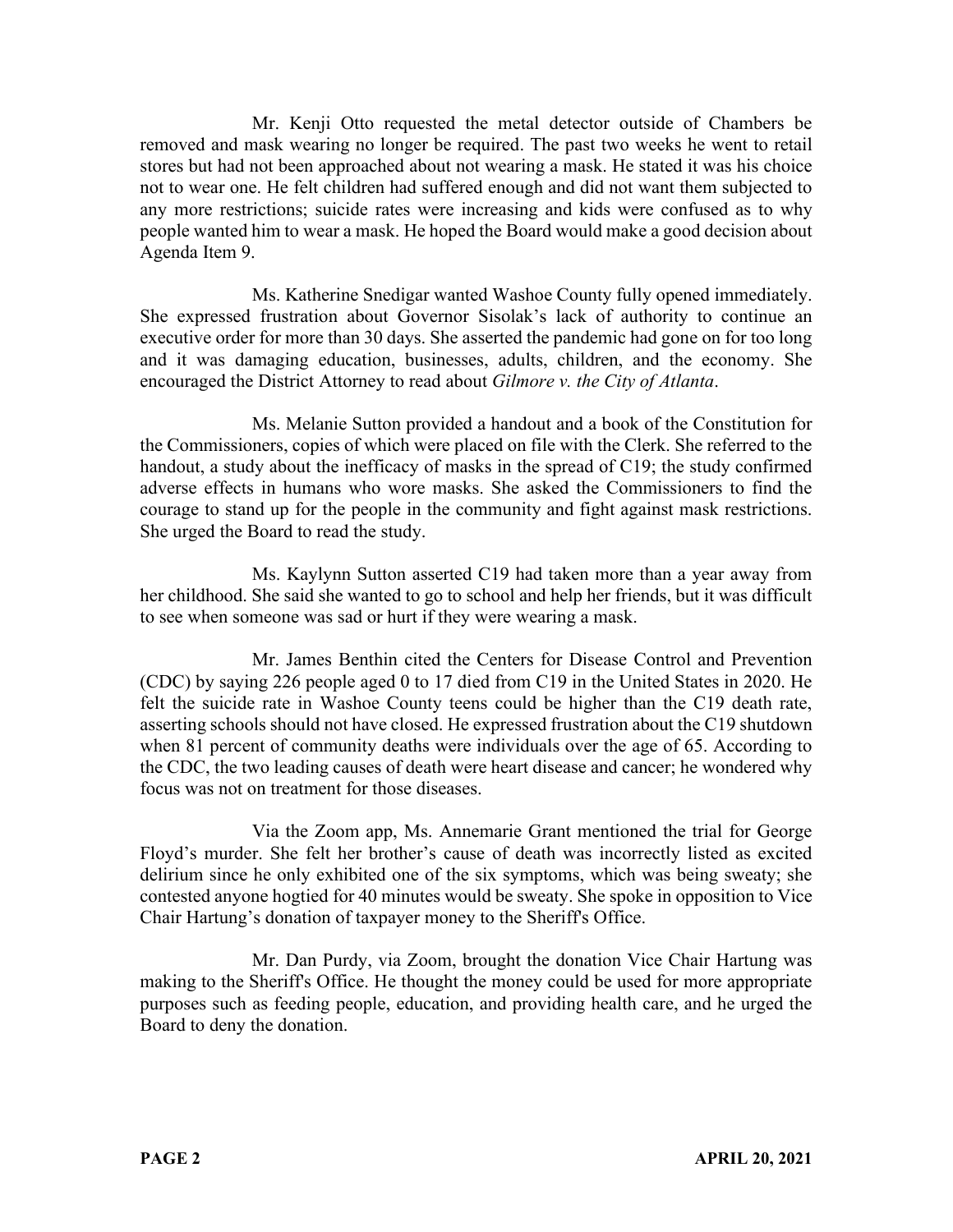Mr. Kenji Otto requested the metal detector outside of Chambers be removed and mask wearing no longer be required. The past two weeks he went to retail stores but had not been approached about not wearing a mask. He stated it was his choice not to wear one. He felt children had suffered enough and did not want them subjected to any more restrictions; suicide rates were increasing and kids were confused as to why people wanted him to wear a mask. He hoped the Board would make a good decision about Agenda Item 9.

Ms. Katherine Snedigar wanted Washoe County fully opened immediately. She expressed frustration about Governor Sisolak's lack of authority to continue an executive order for more than 30 days. She asserted the pandemic had gone on for too long and it was damaging education, businesses, adults, children, and the economy. She encouraged the District Attorney to read about *Gilmore v. the City of Atlanta*.

Ms. Melanie Sutton provided a handout and a book of the Constitution for the Commissioners, copies of which were placed on file with the Clerk. She referred to the handout, a study about the inefficacy of masks in the spread of C19; the study confirmed adverse effects in humans who wore masks. She asked the Commissioners to find the courage to stand up for the people in the community and fight against mask restrictions. She urged the Board to read the study.

Ms. Kaylynn Sutton asserted C19 had taken more than a year away from her childhood. She said she wanted to go to school and help her friends, but it was difficult to see when someone was sad or hurt if they were wearing a mask.

Mr. James Benthin cited the Centers for Disease Control and Prevention (CDC) by saying 226 people aged 0 to 17 died from C19 in the United States in 2020. He felt the suicide rate in Washoe County teens could be higher than the C19 death rate, asserting schools should not have closed. He expressed frustration about the C19 shutdown when 81 percent of community deaths were individuals over the age of 65. According to the CDC, the two leading causes of death were heart disease and cancer; he wondered why focus was not on treatment for those diseases.

Via the Zoom app, Ms. Annemarie Grant mentioned the trial for George Floyd's murder. She felt her brother's cause of death was incorrectly listed as excited delirium since he only exhibited one of the six symptoms, which was being sweaty; she contested anyone hogtied for 40 minutes would be sweaty. She spoke in opposition to Vice Chair Hartung's donation of taxpayer money to the Sheriff's Office.

Mr. Dan Purdy, via Zoom, brought the donation Vice Chair Hartung was making to the Sheriff's Office. He thought the money could be used for more appropriate purposes such as feeding people, education, and providing health care, and he urged the Board to deny the donation.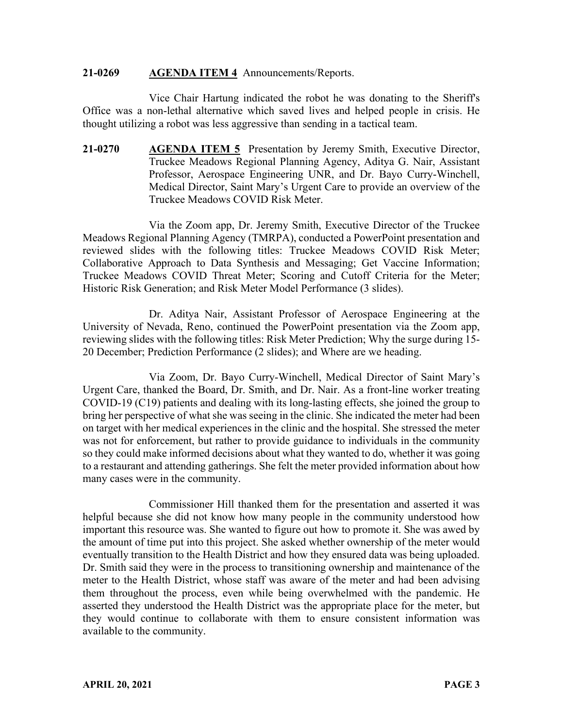**21-0269** **AGENDA ITEM 4** Announcements/Reports.

Vice Chair Hartung indicated the robot he was donating to the Sheriff's Office was a non-lethal alternative which saved lives and helped people in crisis. He thought utilizing a robot was less aggressive than sending in a tactical team.

**21-0270** **AGENDA ITEM 5** Presentation by Jeremy Smith, Executive Director, Truckee Meadows Regional Planning Agency, Aditya G. Nair, Assistant Professor, Aerospace Engineering UNR, and Dr. Bayo Curry-Winchell, Medical Director, Saint Mary's Urgent Care to provide an overview of the Truckee Meadows COVID Risk Meter.

Via the Zoom app, Dr. Jeremy Smith, Executive Director of the Truckee Meadows Regional Planning Agency (TMRPA), conducted a PowerPoint presentation and reviewed slides with the following titles: Truckee Meadows COVID Risk Meter; Collaborative Approach to Data Synthesis and Messaging; Get Vaccine Information; Truckee Meadows COVID Threat Meter; Scoring and Cutoff Criteria for the Meter; Historic Risk Generation; and Risk Meter Model Performance (3 slides).

Dr. Aditya Nair, Assistant Professor of Aerospace Engineering at the University of Nevada, Reno, continued the PowerPoint presentation via the Zoom app, reviewing slides with the following titles: Risk Meter Prediction; Why the surge during 15-20 December; Prediction Performance (2 slides); and Where are we heading.

Via Zoom, Dr. Bayo Curry-Winchell, Medical Director of Saint Mary's Urgent Care, thanked the Board, Dr. Smith, and Dr. Nair. As a front-line worker treating COVID-19 (C19) patients and dealing with its long-lasting effects, she joined the group to bring her perspective of what she was seeing in the clinic. She indicated the meter had been on target with her medical experiences in the clinic and the hospital. She stressed the meter was not for enforcement, but rather to provide guidance to individuals in the community so they could make informed decisions about what they wanted to do, whether it was going to a restaurant and attending gatherings. She felt the meter provided information about how many cases were in the community.

Commissioner Hill thanked them for the presentation and asserted it was helpful because she did not know how many people in the community understood how important this resource was. She wanted to figure out how to promote it. She was awed by the amount of time put into this project. She asked whether ownership of the meter would eventually transition to the Health District and how they ensured data was being uploaded. Dr. Smith said they were in the process to transitioning ownership and maintenance of the meter to the Health District, whose staff was aware of the meter and had been advising them throughout the process, even while being overwhelmed with the pandemic. He asserted they understood the Health District was the appropriate place for the meter, but they would continue to collaborate with them to ensure consistent information was available to the community.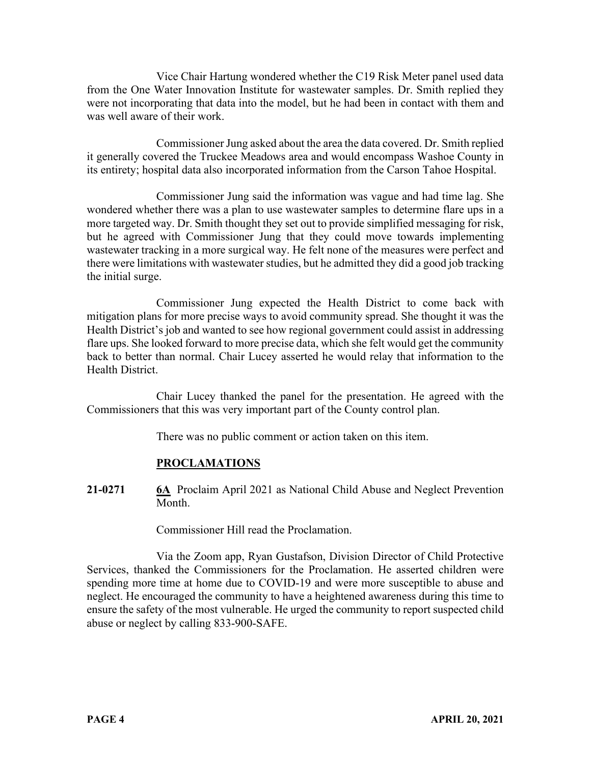Vice Chair Hartung wondered whether the C19 Risk Meter panel used data from the One Water Innovation Institute for wastewater samples. Dr. Smith replied they were not incorporating that data into the model, but he had been in contact with them and was well aware of their work.

Commissioner Jung asked about the area the data covered. Dr. Smith replied it generally covered the Truckee Meadows area and would encompass Washoe County in its entirety; hospital data also incorporated information from the Carson Tahoe Hospital.

Commissioner Jung said the information was vague and had time lag. She wondered whether there was a plan to use wastewater samples to determine flare ups in a more targeted way. Dr. Smith thought they set out to provide simplified messaging for risk, but he agreed with Commissioner Jung that they could move towards implementing wastewater tracking in a more surgical way. He felt none of the measures were perfect and there were limitations with wastewater studies, but he admitted they did a good job tracking the initial surge.

Commissioner Jung expected the Health District to come back with mitigation plans for more precise ways to avoid community spread. She thought it was the Health District's job and wanted to see how regional government could assist in addressing flare ups. She looked forward to more precise data, which she felt would get the community back to better than normal. Chair Lucey asserted he would relay that information to the Health District.

Chair Lucey thanked the panel for the presentation. He agreed with the Commissioners that this was very important part of the County control plan.

There was no public comment or action taken on this item.

## PROCLAMATIONS

**21-0271** **6A** Proclaim April 2021 as National Child Abuse and Neglect Prevention Month.

Commissioner Hill read the Proclamation.

Via the Zoom app, Ryan Gustafson, Division Director of Child Protective Services, thanked the Commissioners for the Proclamation. He asserted children were spending more time at home due to COVID-19 and were more susceptible to abuse and neglect. He encouraged the community to have a heightened awareness during this time to ensure the safety of the most vulnerable. He urged the community to report suspected child abuse or neglect by calling 833-900-SAFE.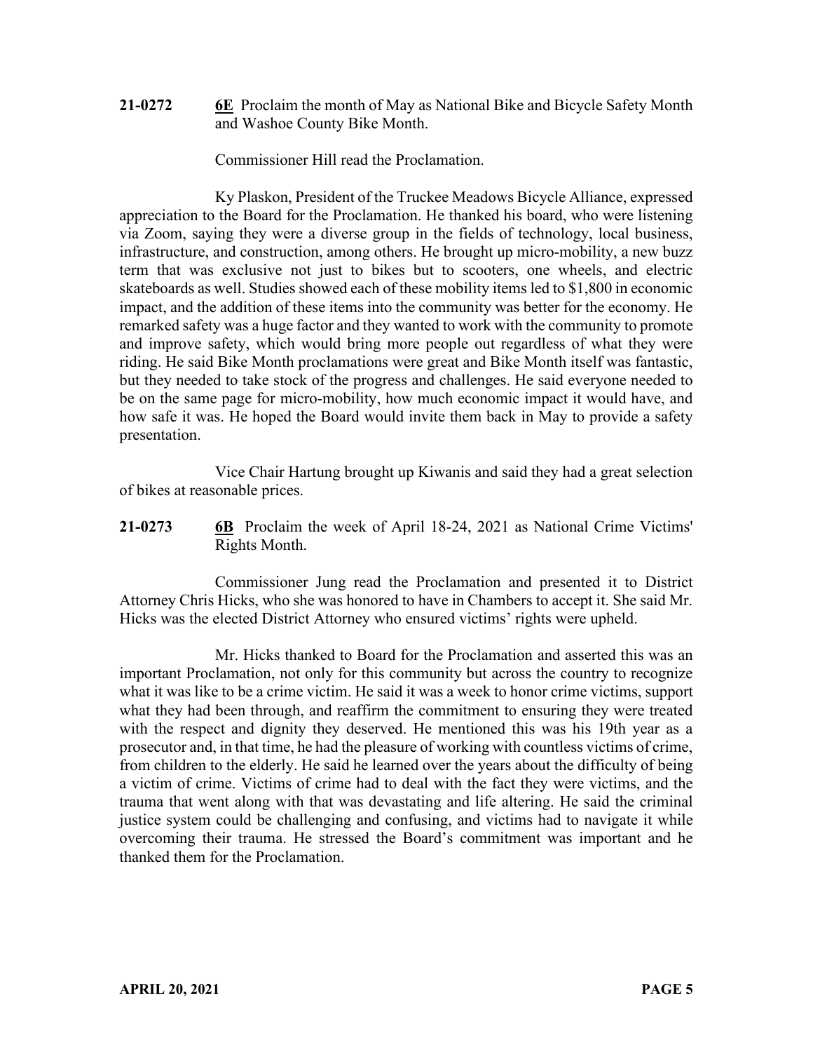**21-0272** **6E** Proclaim the month of May as National Bike and Bicycle Safety Month and Washoe County Bike Month.

Commissioner Hill read the Proclamation.

Ky Plaskon, President of the Truckee Meadows Bicycle Alliance, expressed appreciation to the Board for the Proclamation. He thanked his board, who were listening via Zoom, saying they were a diverse group in the fields of technology, local business, infrastructure, and construction, among others. He brought up micro-mobility, a new buzz term that was exclusive not just to bikes but to scooters, one wheels, and electric skateboards as well. Studies showed each of these mobility items led to $1,800 in economic impact, and the addition of these items into the community was better for the economy. He remarked safety was a huge factor and they wanted to work with the community to promote and improve safety, which would bring more people out regardless of what they were riding. He said Bike Month proclamations were great and Bike Month itself was fantastic, but they needed to take stock of the progress and challenges. He said everyone needed to be on the same page for micro-mobility, how much economic impact it would have, and how safe it was. He hoped the Board would invite them back in May to provide a safety presentation.

Vice Chair Hartung brought up Kiwanis and said they had a great selection of bikes at reasonable prices.

**21-0273** **6B** Proclaim the week of April 18-24, 2021 as National Crime Victims' Rights Month.

Commissioner Jung read the Proclamation and presented it to District Attorney Chris Hicks, who she was honored to have in Chambers to accept it. She said Mr. Hicks was the elected District Attorney who ensured victims' rights were upheld.

Mr. Hicks thanked to Board for the Proclamation and asserted this was an important Proclamation, not only for this community but across the country to recognize what it was like to be a crime victim. He said it was a week to honor crime victims, support what they had been through, and reaffirm the commitment to ensuring they were treated with the respect and dignity they deserved. He mentioned this was his 19th year as a prosecutor and, in that time, he had the pleasure of working with countless victims of crime, from children to the elderly. He said he learned over the years about the difficulty of being a victim of crime. Victims of crime had to deal with the fact they were victims, and the trauma that went along with that was devastating and life altering. He said the criminal justice system could be challenging and confusing, and victims had to navigate it while overcoming their trauma. He stressed the Board's commitment was important and he thanked them for the Proclamation.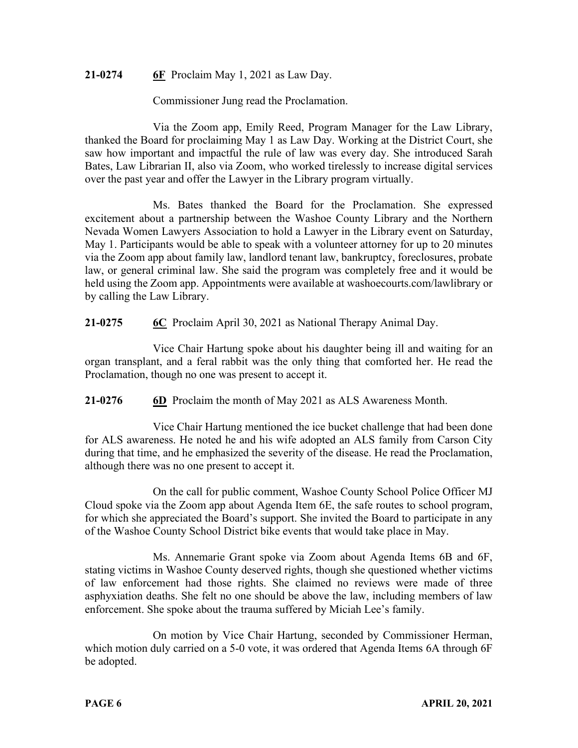**21-0274** **6F** Proclaim May 1, 2021 as Law Day.

Commissioner Jung read the Proclamation.

Via the Zoom app, Emily Reed, Program Manager for the Law Library, thanked the Board for proclaiming May 1 as Law Day. Working at the District Court, she saw how important and impactful the rule of law was every day. She introduced Sarah Bates, Law Librarian II, also via Zoom, who worked tirelessly to increase digital services over the past year and offer the Lawyer in the Library program virtually.

Ms. Bates thanked the Board for the Proclamation. She expressed excitement about a partnership between the Washoe County Library and the Northern Nevada Women Lawyers Association to hold a Lawyer in the Library event on Saturday, May 1. Participants would be able to speak with a volunteer attorney for up to 20 minutes via the Zoom app about family law, landlord tenant law, bankruptcy, foreclosures, probate law, or general criminal law. She said the program was completely free and it would be held using the Zoom app. Appointments were available at washoecourts.com/lawlibrary or by calling the Law Library.

**21-0275** **6C** Proclaim April 30, 2021 as National Therapy Animal Day.

Vice Chair Hartung spoke about his daughter being ill and waiting for an organ transplant, and a feral rabbit was the only thing that comforted her. He read the Proclamation, though no one was present to accept it.

**21-0276** **6D** Proclaim the month of May 2021 as ALS Awareness Month.

Vice Chair Hartung mentioned the ice bucket challenge that had been done for ALS awareness. He noted he and his wife adopted an ALS family from Carson City during that time, and he emphasized the severity of the disease. He read the Proclamation, although there was no one present to accept it.

On the call for public comment, Washoe County School Police Officer MJ Cloud spoke via the Zoom app about Agenda Item 6E, the safe routes to school program, for which she appreciated the Board's support. She invited the Board to participate in any of the Washoe County School District bike events that would take place in May.

Ms. Annemarie Grant spoke via Zoom about Agenda Items 6B and 6F, stating victims in Washoe County deserved rights, though she questioned whether victims of law enforcement had those rights. She claimed no reviews were made of three asphyxiation deaths. She felt no one should be above the law, including members of law enforcement. She spoke about the trauma suffered by Miciah Lee's family.

On motion by Vice Chair Hartung, seconded by Commissioner Herman, which motion duly carried on a 5-0 vote, it was ordered that Agenda Items 6A through 6F be adopted.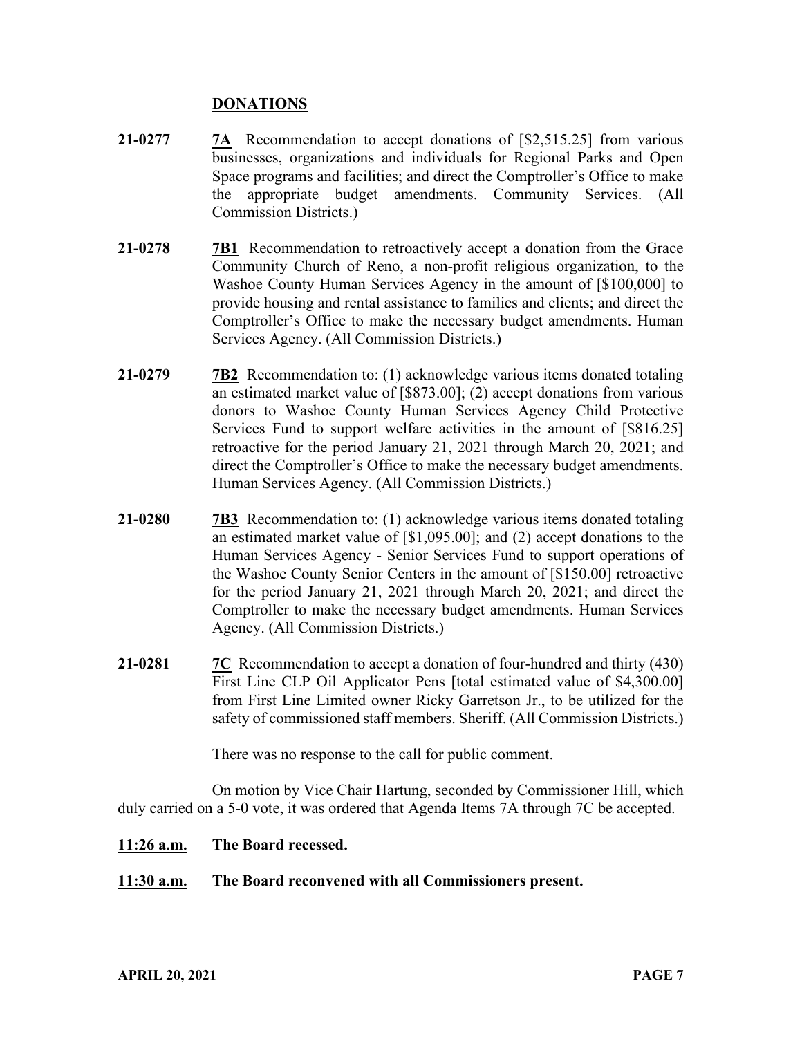## DONATIONS

**21-0277** **7A** Recommendation to accept donations of [$2,515.25] from various businesses, organizations and individuals for Regional Parks and Open Space programs and facilities; and direct the Comptroller's Office to make the appropriate budget amendments. Community Services. (All Commission Districts.)

**21-0278** **7B1** Recommendation to retroactively accept a donation from the Grace Community Church of Reno, a non-profit religious organization, to the Washoe County Human Services Agency in the amount of [$100,000] to provide housing and rental assistance to families and clients; and direct the Comptroller's Office to make the necessary budget amendments. Human Services Agency. (All Commission Districts.)

**21-0279** **7B2** Recommendation to: (1) acknowledge various items donated totaling an estimated market value of [$873.00]; (2) accept donations from various donors to Washoe County Human Services Agency Child Protective Services Fund to support welfare activities in the amount of [$816.25] retroactive for the period January 21, 2021 through March 20, 2021; and direct the Comptroller's Office to make the necessary budget amendments. Human Services Agency. (All Commission Districts.)

**21-0280** **7B3** Recommendation to: (1) acknowledge various items donated totaling an estimated market value of [$1,095.00]; and (2) accept donations to the Human Services Agency - Senior Services Fund to support operations of the Washoe County Senior Centers in the amount of [$150.00] retroactive for the period January 21, 2021 through March 20, 2021; and direct the Comptroller to make the necessary budget amendments. Human Services Agency. (All Commission Districts.)

**21-0281** **7C** Recommendation to accept a donation of four-hundred and thirty (430) First Line CLP Oil Applicator Pens [total estimated value of $4,300.00] from First Line Limited owner Ricky Garretson Jr., to be utilized for the safety of commissioned staff members. Sheriff. (All Commission Districts.)

There was no response to the call for public comment.

On motion by Vice Chair Hartung, seconded by Commissioner Hill, which duly carried on a 5-0 vote, it was ordered that Agenda Items 7A through 7C be accepted.

**11:26 a.m.** **The Board recessed.**

**11:30 a.m.** **The Board reconvened with all Commissioners present.**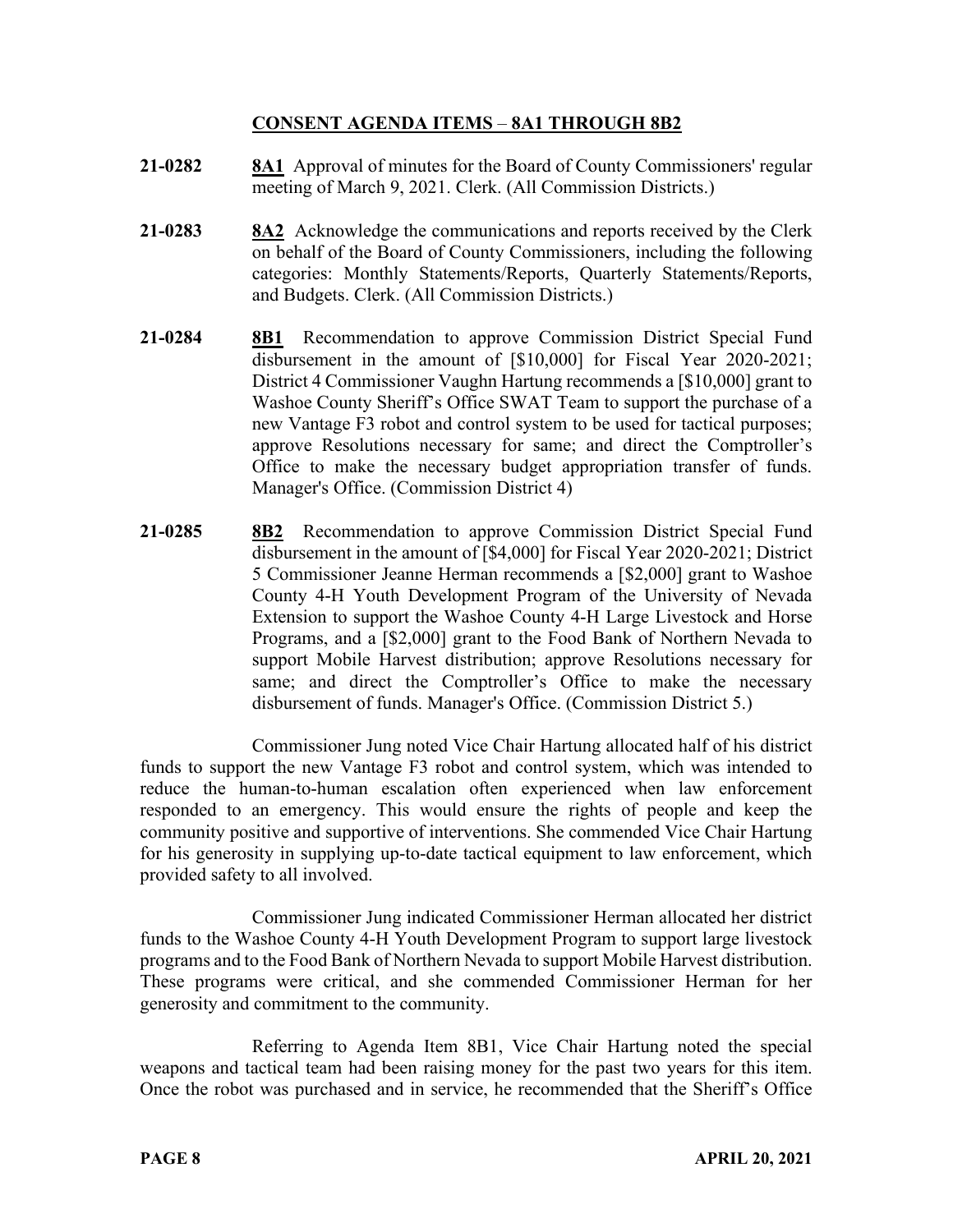## **CONSENT AGENDA ITEMS – 8A1 THROUGH 8B2**

**21-0282** **8A1** Approval of minutes for the Board of County Commissioners' regular meeting of March 9, 2021. Clerk. (All Commission Districts.)

**21-0283** **8A2** Acknowledge the communications and reports received by the Clerk on behalf of the Board of County Commissioners, including the following categories: Monthly Statements/Reports, Quarterly Statements/Reports, and Budgets. Clerk. (All Commission Districts.)

**21-0284** **8B1** Recommendation to approve Commission District Special Fund disbursement in the amount of [$10,000] for Fiscal Year 2020-2021; District 4 Commissioner Vaughn Hartung recommends a [$10,000] grant to Washoe County Sheriff's Office SWAT Team to support the purchase of a new Vantage F3 robot and control system to be used for tactical purposes; approve Resolutions necessary for same; and direct the Comptroller's Office to make the necessary budget appropriation transfer of funds. Manager's Office. (Commission District 4)

**21-0285** **8B2** Recommendation to approve Commission District Special Fund disbursement in the amount of [$4,000] for Fiscal Year 2020-2021; District 5 Commissioner Jeanne Herman recommends a [$2,000] grant to Washoe County 4-H Youth Development Program of the University of Nevada Extension to support the Washoe County 4-H Large Livestock and Horse Programs, and a [$2,000] grant to the Food Bank of Northern Nevada to support Mobile Harvest distribution; approve Resolutions necessary for same; and direct the Comptroller's Office to make the necessary disbursement of funds. Manager's Office. (Commission District 5.)

Commissioner Jung noted Vice Chair Hartung allocated half of his district funds to support the new Vantage F3 robot and control system, which was intended to reduce the human-to-human escalation often experienced when law enforcement responded to an emergency. This would ensure the rights of people and keep the community positive and supportive of interventions. She commended Vice Chair Hartung for his generosity in supplying up-to-date tactical equipment to law enforcement, which provided safety to all involved.

Commissioner Jung indicated Commissioner Herman allocated her district funds to the Washoe County 4-H Youth Development Program to support large livestock programs and to the Food Bank of Northern Nevada to support Mobile Harvest distribution. These programs were critical, and she commended Commissioner Herman for her generosity and commitment to the community.

Referring to Agenda Item 8B1, Vice Chair Hartung noted the special weapons and tactical team had been raising money for the past two years for this item. Once the robot was purchased and in service, he recommended that the Sheriff's Office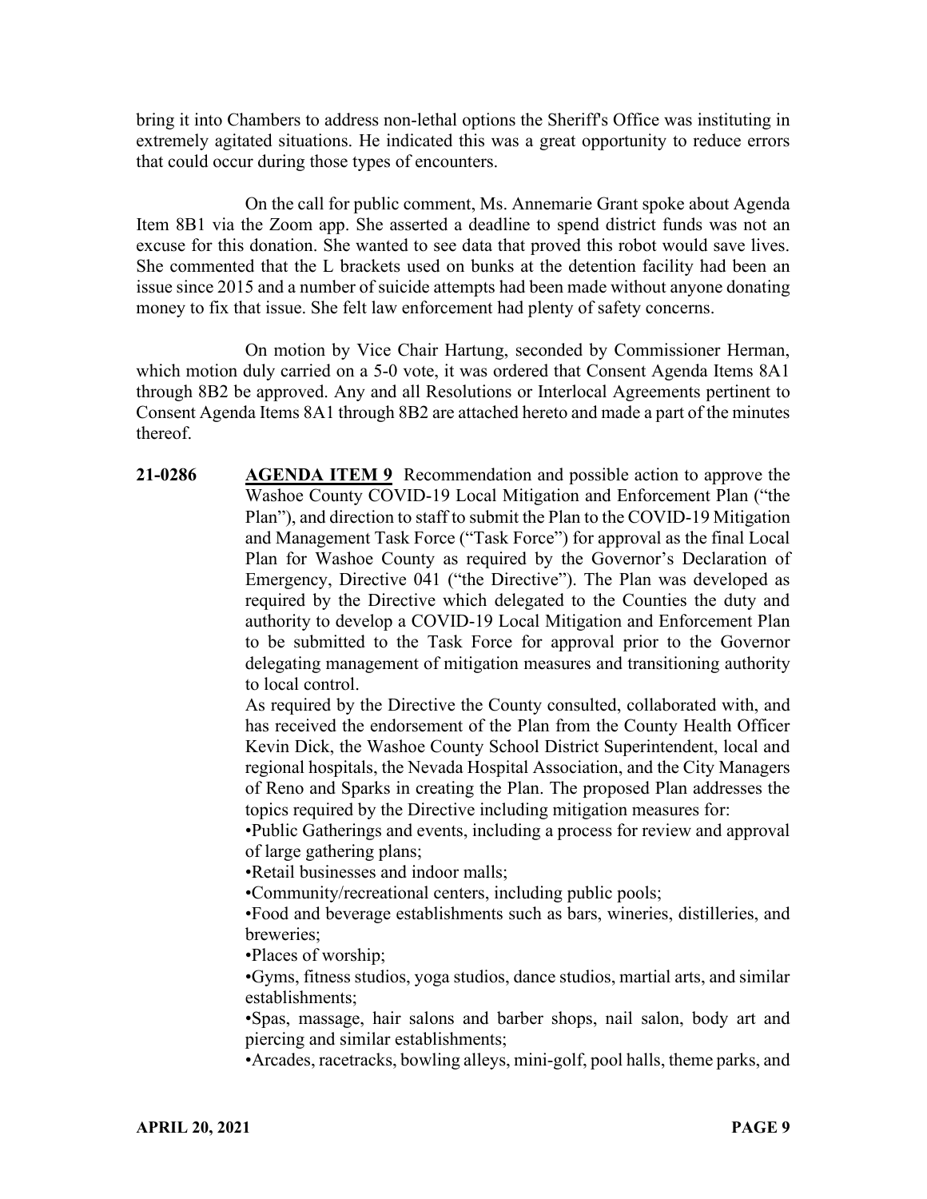bring it into Chambers to address non-lethal options the Sheriff's Office was instituting in extremely agitated situations. He indicated this was a great opportunity to reduce errors that could occur during those types of encounters.

On the call for public comment, Ms. Annemarie Grant spoke about Agenda Item 8B1 via the Zoom app. She asserted a deadline to spend district funds was not an excuse for this donation. She wanted to see data that proved this robot would save lives. She commented that the L brackets used on bunks at the detention facility had been an issue since 2015 and a number of suicide attempts had been made without anyone donating money to fix that issue. She felt law enforcement had plenty of safety concerns.

On motion by Vice Chair Hartung, seconded by Commissioner Herman, which motion duly carried on a 5-0 vote, it was ordered that Consent Agenda Items 8A1 through 8B2 be approved. Any and all Resolutions or Interlocal Agreements pertinent to Consent Agenda Items 8A1 through 8B2 are attached hereto and made a part of the minutes thereof.

**21-0286** **AGENDA ITEM 9** Recommendation and possible action to approve the Washoe County COVID-19 Local Mitigation and Enforcement Plan ("the Plan"), and direction to staff to submit the Plan to the COVID-19 Mitigation and Management Task Force ("Task Force") for approval as the final Local Plan for Washoe County as required by the Governor's Declaration of Emergency, Directive 041 ("the Directive"). The Plan was developed as required by the Directive which delegated to the Counties the duty and authority to develop a COVID-19 Local Mitigation and Enforcement Plan to be submitted to the Task Force for approval prior to the Governor delegating management of mitigation measures and transitioning authority to local control.

As required by the Directive the County consulted, collaborated with, and has received the endorsement of the Plan from the County Health Officer Kevin Dick, the Washoe County School District Superintendent, local and regional hospitals, the Nevada Hospital Association, and the City Managers of Reno and Sparks in creating the Plan. The proposed Plan addresses the topics required by the Directive including mitigation measures for:

•Public Gatherings and events, including a process for review and approval of large gathering plans;
•Retail businesses and indoor malls;
•Community/recreational centers, including public pools;
•Food and beverage establishments such as bars, wineries, distilleries, and breweries;
•Places of worship;
•Gyms, fitness studios, yoga studios, dance studios, martial arts, and similar establishments;
•Spas, massage, hair salons and barber shops, nail salon, body art and piercing and similar establishments;
•Arcades, racetracks, bowling alleys, mini-golf, pool halls, theme parks, and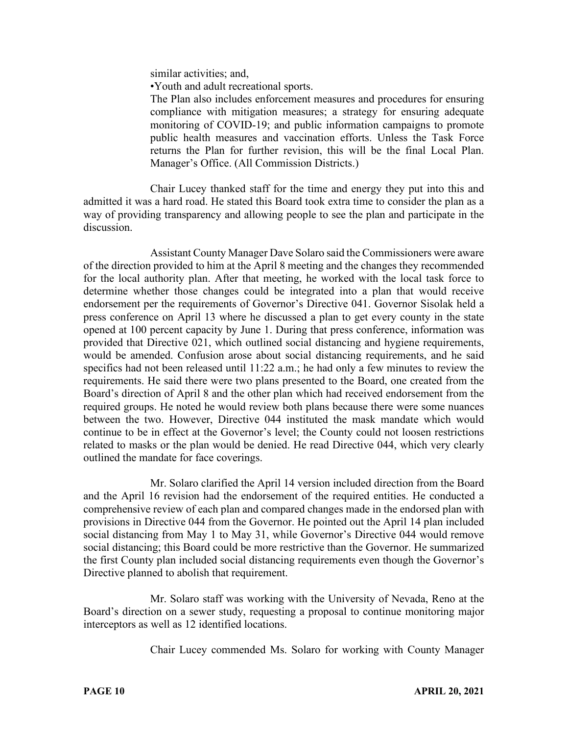similar activities; and,

•Youth and adult recreational sports.

The Plan also includes enforcement measures and procedures for ensuring compliance with mitigation measures; a strategy for ensuring adequate monitoring of COVID-19; and public information campaigns to promote public health measures and vaccination efforts. Unless the Task Force returns the Plan for further revision, this will be the final Local Plan. Manager's Office. (All Commission Districts.)

Chair Lucey thanked staff for the time and energy they put into this and admitted it was a hard road. He stated this Board took extra time to consider the plan as a way of providing transparency and allowing people to see the plan and participate in the discussion.

Assistant County Manager Dave Solaro said the Commissioners were aware of the direction provided to him at the April 8 meeting and the changes they recommended for the local authority plan. After that meeting, he worked with the local task force to determine whether those changes could be integrated into a plan that would receive endorsement per the requirements of Governor's Directive 041. Governor Sisolak held a press conference on April 13 where he discussed a plan to get every county in the state opened at 100 percent capacity by June 1. During that press conference, information was provided that Directive 021, which outlined social distancing and hygiene requirements, would be amended. Confusion arose about social distancing requirements, and he said specifics had not been released until 11:22 a.m.; he had only a few minutes to review the requirements. He said there were two plans presented to the Board, one created from the Board's direction of April 8 and the other plan which had received endorsement from the required groups. He noted he would review both plans because there were some nuances between the two. However, Directive 044 instituted the mask mandate which would continue to be in effect at the Governor's level; the County could not loosen restrictions related to masks or the plan would be denied. He read Directive 044, which very clearly outlined the mandate for face coverings.

Mr. Solaro clarified the April 14 version included direction from the Board and the April 16 revision had the endorsement of the required entities. He conducted a comprehensive review of each plan and compared changes made in the endorsed plan with provisions in Directive 044 from the Governor. He pointed out the April 14 plan included social distancing from May 1 to May 31, while Governor's Directive 044 would remove social distancing; this Board could be more restrictive than the Governor. He summarized the first County plan included social distancing requirements even though the Governor's Directive planned to abolish that requirement.

Mr. Solaro staff was working with the University of Nevada, Reno at the Board's direction on a sewer study, requesting a proposal to continue monitoring major interceptors as well as 12 identified locations.

Chair Lucey commended Ms. Solaro for working with County Manager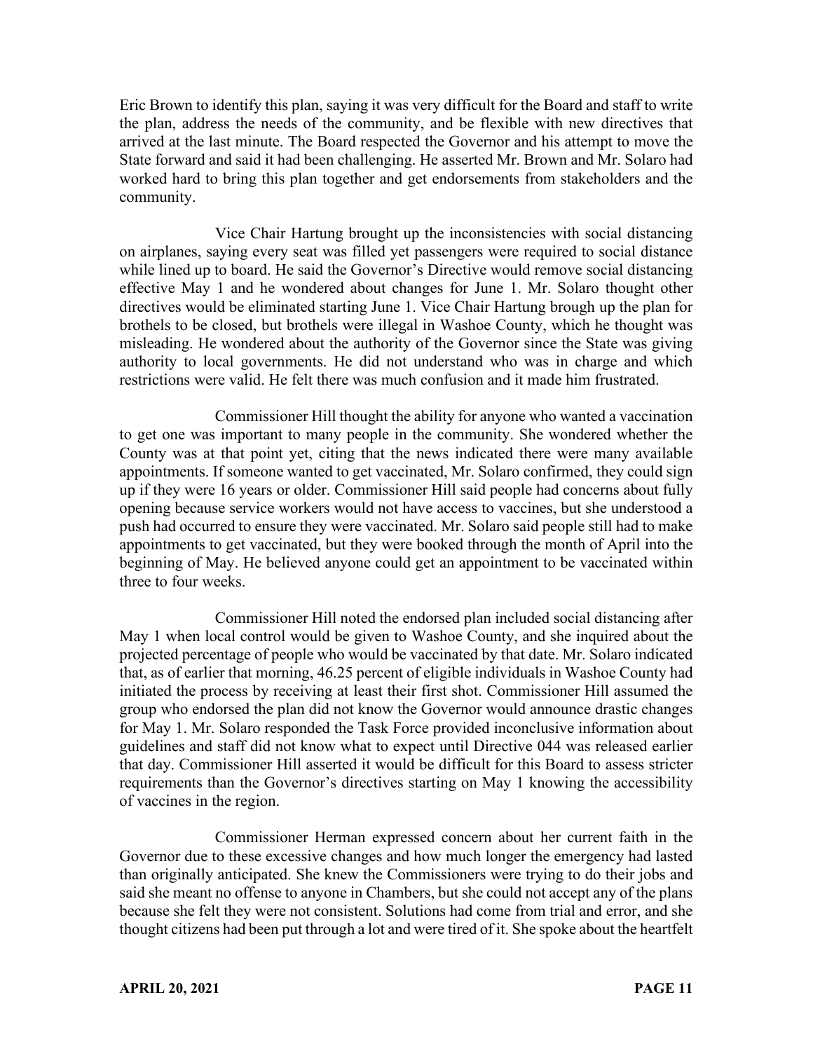Eric Brown to identify this plan, saying it was very difficult for the Board and staff to write the plan, address the needs of the community, and be flexible with new directives that arrived at the last minute. The Board respected the Governor and his attempt to move the State forward and said it had been challenging. He asserted Mr. Brown and Mr. Solaro had worked hard to bring this plan together and get endorsements from stakeholders and the community.

Vice Chair Hartung brought up the inconsistencies with social distancing on airplanes, saying every seat was filled yet passengers were required to social distance while lined up to board. He said the Governor's Directive would remove social distancing effective May 1 and he wondered about changes for June 1. Mr. Solaro thought other directives would be eliminated starting June 1. Vice Chair Hartung brough up the plan for brothels to be closed, but brothels were illegal in Washoe County, which he thought was misleading. He wondered about the authority of the Governor since the State was giving authority to local governments. He did not understand who was in charge and which restrictions were valid. He felt there was much confusion and it made him frustrated.

Commissioner Hill thought the ability for anyone who wanted a vaccination to get one was important to many people in the community. She wondered whether the County was at that point yet, citing that the news indicated there were many available appointments. If someone wanted to get vaccinated, Mr. Solaro confirmed, they could sign up if they were 16 years or older. Commissioner Hill said people had concerns about fully opening because service workers would not have access to vaccines, but she understood a push had occurred to ensure they were vaccinated. Mr. Solaro said people still had to make appointments to get vaccinated, but they were booked through the month of April into the beginning of May. He believed anyone could get an appointment to be vaccinated within three to four weeks.

Commissioner Hill noted the endorsed plan included social distancing after May 1 when local control would be given to Washoe County, and she inquired about the projected percentage of people who would be vaccinated by that date. Mr. Solaro indicated that, as of earlier that morning, 46.25 percent of eligible individuals in Washoe County had initiated the process by receiving at least their first shot. Commissioner Hill assumed the group who endorsed the plan did not know the Governor would announce drastic changes for May 1. Mr. Solaro responded the Task Force provided inconclusive information about guidelines and staff did not know what to expect until Directive 044 was released earlier that day. Commissioner Hill asserted it would be difficult for this Board to assess stricter requirements than the Governor's directives starting on May 1 knowing the accessibility of vaccines in the region.

Commissioner Herman expressed concern about her current faith in the Governor due to these excessive changes and how much longer the emergency had lasted than originally anticipated. She knew the Commissioners were trying to do their jobs and said she meant no offense to anyone in Chambers, but she could not accept any of the plans because she felt they were not consistent. Solutions had come from trial and error, and she thought citizens had been put through a lot and were tired of it. She spoke about the heartfelt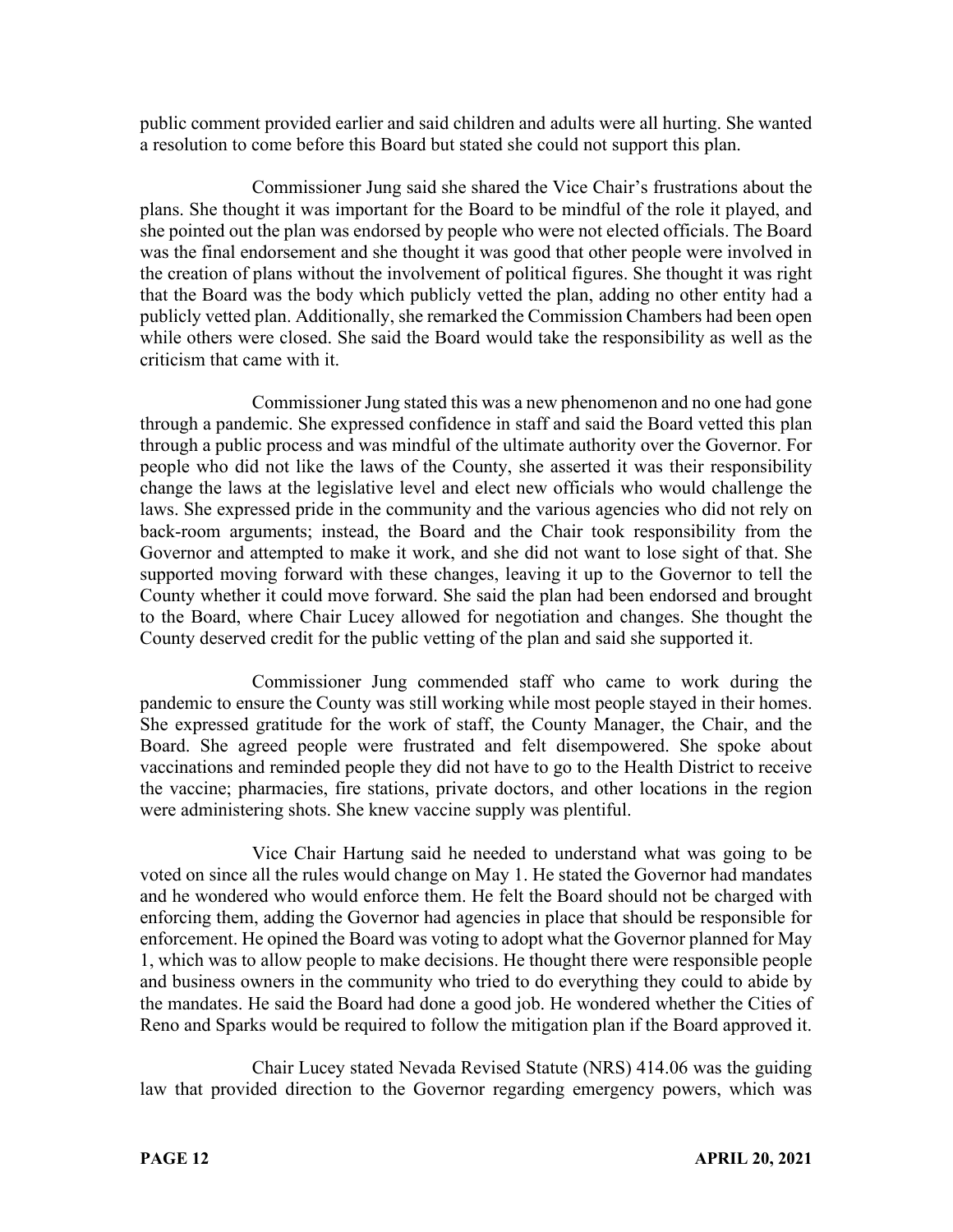public comment provided earlier and said children and adults were all hurting. She wanted a resolution to come before this Board but stated she could not support this plan.

Commissioner Jung said she shared the Vice Chair's frustrations about the plans. She thought it was important for the Board to be mindful of the role it played, and she pointed out the plan was endorsed by people who were not elected officials. The Board was the final endorsement and she thought it was good that other people were involved in the creation of plans without the involvement of political figures. She thought it was right that the Board was the body which publicly vetted the plan, adding no other entity had a publicly vetted plan. Additionally, she remarked the Commission Chambers had been open while others were closed. She said the Board would take the responsibility as well as the criticism that came with it.

Commissioner Jung stated this was a new phenomenon and no one had gone through a pandemic. She expressed confidence in staff and said the Board vetted this plan through a public process and was mindful of the ultimate authority over the Governor. For people who did not like the laws of the County, she asserted it was their responsibility change the laws at the legislative level and elect new officials who would challenge the laws. She expressed pride in the community and the various agencies who did not rely on back-room arguments; instead, the Board and the Chair took responsibility from the Governor and attempted to make it work, and she did not want to lose sight of that. She supported moving forward with these changes, leaving it up to the Governor to tell the County whether it could move forward. She said the plan had been endorsed and brought to the Board, where Chair Lucey allowed for negotiation and changes. She thought the County deserved credit for the public vetting of the plan and said she supported it.

Commissioner Jung commended staff who came to work during the pandemic to ensure the County was still working while most people stayed in their homes. She expressed gratitude for the work of staff, the County Manager, the Chair, and the Board. She agreed people were frustrated and felt disempowered. She spoke about vaccinations and reminded people they did not have to go to the Health District to receive the vaccine; pharmacies, fire stations, private doctors, and other locations in the region were administering shots. She knew vaccine supply was plentiful.

Vice Chair Hartung said he needed to understand what was going to be voted on since all the rules would change on May 1. He stated the Governor had mandates and he wondered who would enforce them. He felt the Board should not be charged with enforcing them, adding the Governor had agencies in place that should be responsible for enforcement. He opined the Board was voting to adopt what the Governor planned for May 1, which was to allow people to make decisions. He thought there were responsible people and business owners in the community who tried to do everything they could to abide by the mandates. He said the Board had done a good job. He wondered whether the Cities of Reno and Sparks would be required to follow the mitigation plan if the Board approved it.

Chair Lucey stated Nevada Revised Statute (NRS) 414.06 was the guiding law that provided direction to the Governor regarding emergency powers, which was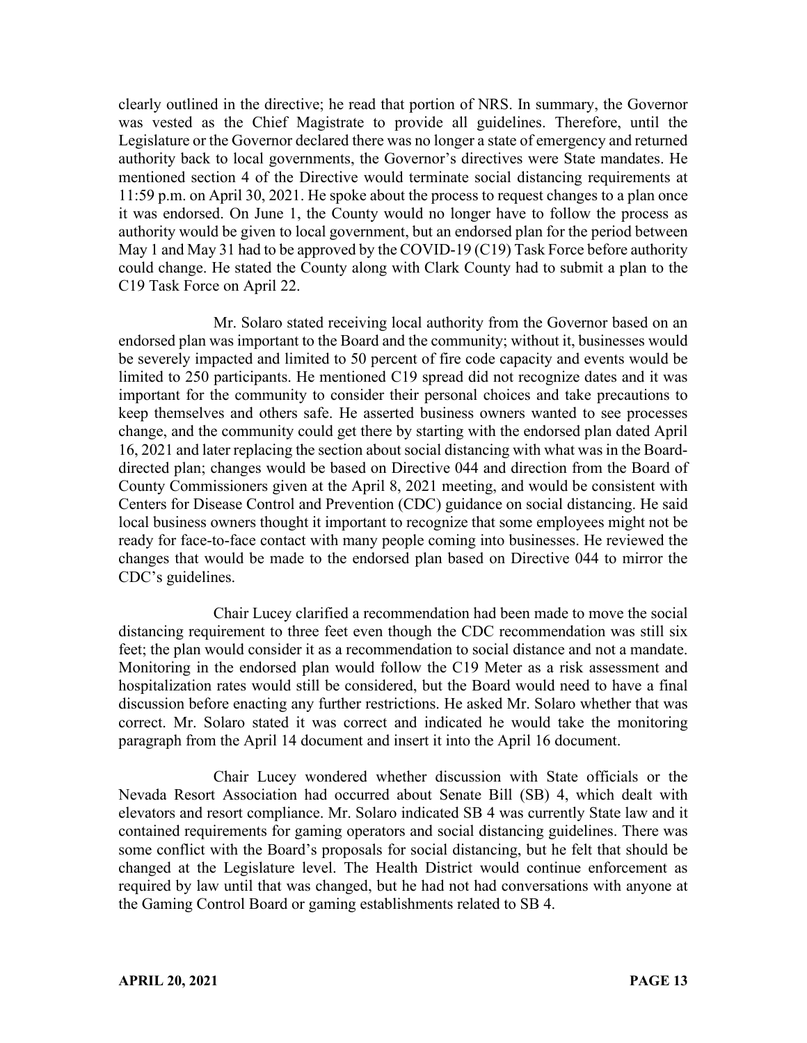clearly outlined in the directive; he read that portion of NRS. In summary, the Governor was vested as the Chief Magistrate to provide all guidelines. Therefore, until the Legislature or the Governor declared there was no longer a state of emergency and returned authority back to local governments, the Governor's directives were State mandates. He mentioned section 4 of the Directive would terminate social distancing requirements at 11:59 p.m. on April 30, 2021. He spoke about the process to request changes to a plan once it was endorsed. On June 1, the County would no longer have to follow the process as authority would be given to local government, but an endorsed plan for the period between May 1 and May 31 had to be approved by the COVID-19 (C19) Task Force before authority could change. He stated the County along with Clark County had to submit a plan to the C19 Task Force on April 22.

Mr. Solaro stated receiving local authority from the Governor based on an endorsed plan was important to the Board and the community; without it, businesses would be severely impacted and limited to 50 percent of fire code capacity and events would be limited to 250 participants. He mentioned C19 spread did not recognize dates and it was important for the community to consider their personal choices and take precautions to keep themselves and others safe. He asserted business owners wanted to see processes change, and the community could get there by starting with the endorsed plan dated April 16, 2021 and later replacing the section about social distancing with what was in the Board-directed plan; changes would be based on Directive 044 and direction from the Board of County Commissioners given at the April 8, 2021 meeting, and would be consistent with Centers for Disease Control and Prevention (CDC) guidance on social distancing. He said local business owners thought it important to recognize that some employees might not be ready for face-to-face contact with many people coming into businesses. He reviewed the changes that would be made to the endorsed plan based on Directive 044 to mirror the CDC's guidelines.

Chair Lucey clarified a recommendation had been made to move the social distancing requirement to three feet even though the CDC recommendation was still six feet; the plan would consider it as a recommendation to social distance and not a mandate. Monitoring in the endorsed plan would follow the C19 Meter as a risk assessment and hospitalization rates would still be considered, but the Board would need to have a final discussion before enacting any further restrictions. He asked Mr. Solaro whether that was correct. Mr. Solaro stated it was correct and indicated he would take the monitoring paragraph from the April 14 document and insert it into the April 16 document.

Chair Lucey wondered whether discussion with State officials or the Nevada Resort Association had occurred about Senate Bill (SB) 4, which dealt with elevators and resort compliance. Mr. Solaro indicated SB 4 was currently State law and it contained requirements for gaming operators and social distancing guidelines. There was some conflict with the Board's proposals for social distancing, but he felt that should be changed at the Legislature level. The Health District would continue enforcement as required by law until that was changed, but he had not had conversations with anyone at the Gaming Control Board or gaming establishments related to SB 4.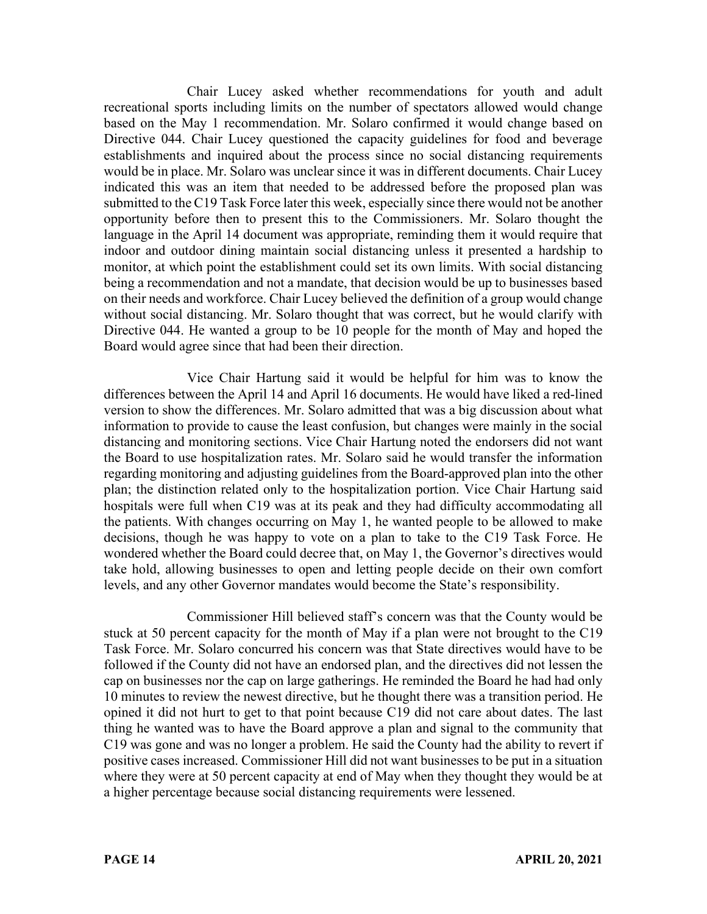Chair Lucey asked whether recommendations for youth and adult recreational sports including limits on the number of spectators allowed would change based on the May 1 recommendation. Mr. Solaro confirmed it would change based on Directive 044. Chair Lucey questioned the capacity guidelines for food and beverage establishments and inquired about the process since no social distancing requirements would be in place. Mr. Solaro was unclear since it was in different documents. Chair Lucey indicated this was an item that needed to be addressed before the proposed plan was submitted to the C19 Task Force later this week, especially since there would not be another opportunity before then to present this to the Commissioners. Mr. Solaro thought the language in the April 14 document was appropriate, reminding them it would require that indoor and outdoor dining maintain social distancing unless it presented a hardship to monitor, at which point the establishment could set its own limits. With social distancing being a recommendation and not a mandate, that decision would be up to businesses based on their needs and workforce. Chair Lucey believed the definition of a group would change without social distancing. Mr. Solaro thought that was correct, but he would clarify with Directive 044. He wanted a group to be 10 people for the month of May and hoped the Board would agree since that had been their direction.

Vice Chair Hartung said it would be helpful for him was to know the differences between the April 14 and April 16 documents. He would have liked a red-lined version to show the differences. Mr. Solaro admitted that was a big discussion about what information to provide to cause the least confusion, but changes were mainly in the social distancing and monitoring sections. Vice Chair Hartung noted the endorsers did not want the Board to use hospitalization rates. Mr. Solaro said he would transfer the information regarding monitoring and adjusting guidelines from the Board-approved plan into the other plan; the distinction related only to the hospitalization portion. Vice Chair Hartung said hospitals were full when C19 was at its peak and they had difficulty accommodating all the patients. With changes occurring on May 1, he wanted people to be allowed to make decisions, though he was happy to vote on a plan to take to the C19 Task Force. He wondered whether the Board could decree that, on May 1, the Governor's directives would take hold, allowing businesses to open and letting people decide on their own comfort levels, and any other Governor mandates would become the State's responsibility.

Commissioner Hill believed staff's concern was that the County would be stuck at 50 percent capacity for the month of May if a plan were not brought to the C19 Task Force. Mr. Solaro concurred his concern was that State directives would have to be followed if the County did not have an endorsed plan, and the directives did not lessen the cap on businesses nor the cap on large gatherings. He reminded the Board he had had only 10 minutes to review the newest directive, but he thought there was a transition period. He opined it did not hurt to get to that point because C19 did not care about dates. The last thing he wanted was to have the Board approve a plan and signal to the community that C19 was gone and was no longer a problem. He said the County had the ability to revert if positive cases increased. Commissioner Hill did not want businesses to be put in a situation where they were at 50 percent capacity at end of May when they thought they would be at a higher percentage because social distancing requirements were lessened.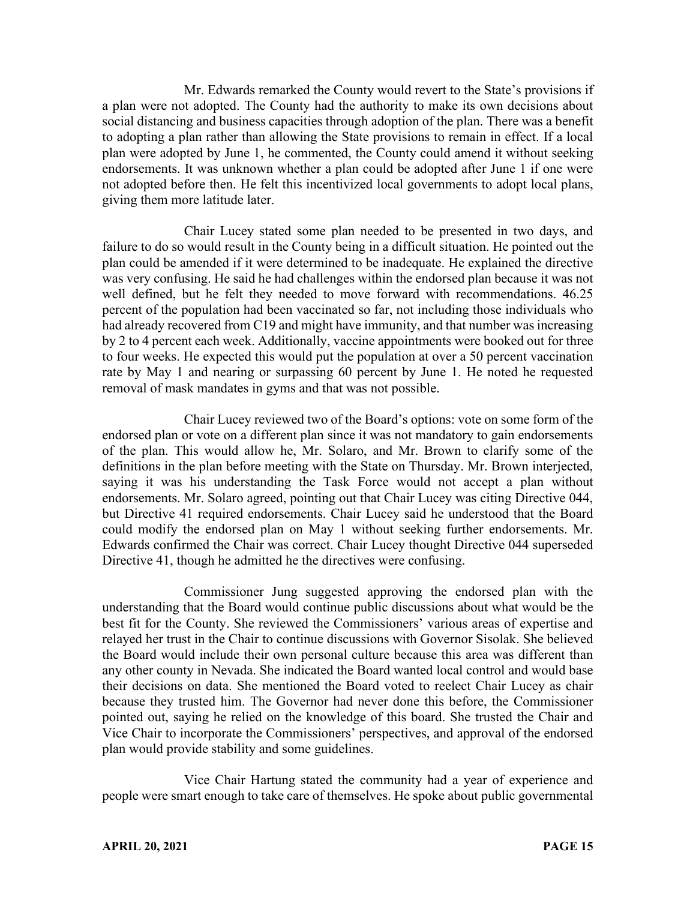Mr. Edwards remarked the County would revert to the State's provisions if a plan were not adopted. The County had the authority to make its own decisions about social distancing and business capacities through adoption of the plan. There was a benefit to adopting a plan rather than allowing the State provisions to remain in effect. If a local plan were adopted by June 1, he commented, the County could amend it without seeking endorsements. It was unknown whether a plan could be adopted after June 1 if one were not adopted before then. He felt this incentivized local governments to adopt local plans, giving them more latitude later.

Chair Lucey stated some plan needed to be presented in two days, and failure to do so would result in the County being in a difficult situation. He pointed out the plan could be amended if it were determined to be inadequate. He explained the directive was very confusing. He said he had challenges within the endorsed plan because it was not well defined, but he felt they needed to move forward with recommendations. 46.25 percent of the population had been vaccinated so far, not including those individuals who had already recovered from C19 and might have immunity, and that number was increasing by 2 to 4 percent each week. Additionally, vaccine appointments were booked out for three to four weeks. He expected this would put the population at over a 50 percent vaccination rate by May 1 and nearing or surpassing 60 percent by June 1. He noted he requested removal of mask mandates in gyms and that was not possible.

Chair Lucey reviewed two of the Board's options: vote on some form of the endorsed plan or vote on a different plan since it was not mandatory to gain endorsements of the plan. This would allow he, Mr. Solaro, and Mr. Brown to clarify some of the definitions in the plan before meeting with the State on Thursday. Mr. Brown interjected, saying it was his understanding the Task Force would not accept a plan without endorsements. Mr. Solaro agreed, pointing out that Chair Lucey was citing Directive 044, but Directive 41 required endorsements. Chair Lucey said he understood that the Board could modify the endorsed plan on May 1 without seeking further endorsements. Mr. Edwards confirmed the Chair was correct. Chair Lucey thought Directive 044 superseded Directive 41, though he admitted he the directives were confusing.

Commissioner Jung suggested approving the endorsed plan with the understanding that the Board would continue public discussions about what would be the best fit for the County. She reviewed the Commissioners' various areas of expertise and relayed her trust in the Chair to continue discussions with Governor Sisolak. She believed the Board would include their own personal culture because this area was different than any other county in Nevada. She indicated the Board wanted local control and would base their decisions on data. She mentioned the Board voted to reelect Chair Lucey as chair because they trusted him. The Governor had never done this before, the Commissioner pointed out, saying he relied on the knowledge of this board. She trusted the Chair and Vice Chair to incorporate the Commissioners' perspectives, and approval of the endorsed plan would provide stability and some guidelines.

Vice Chair Hartung stated the community had a year of experience and people were smart enough to take care of themselves. He spoke about public governmental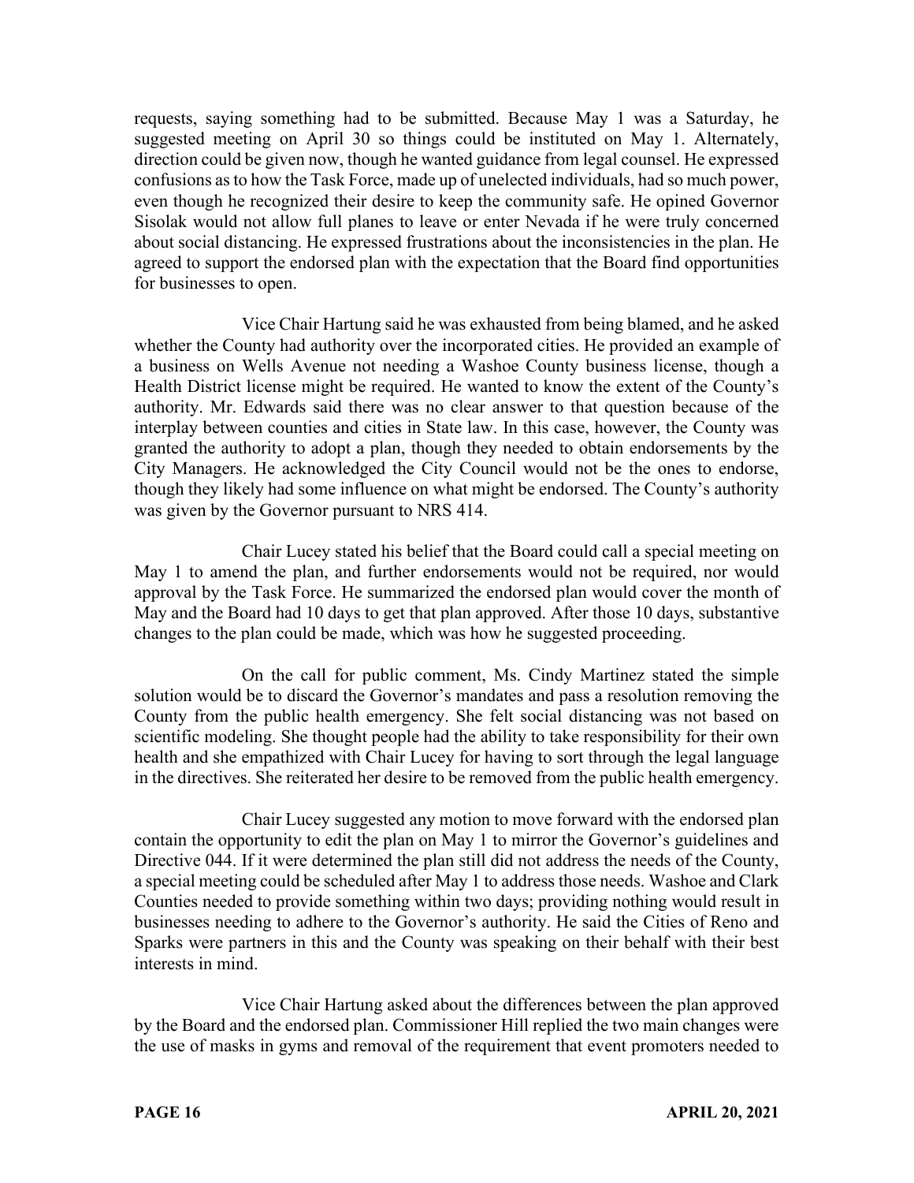requests, saying something had to be submitted. Because May 1 was a Saturday, he suggested meeting on April 30 so things could be instituted on May 1. Alternately, direction could be given now, though he wanted guidance from legal counsel. He expressed confusions as to how the Task Force, made up of unelected individuals, had so much power, even though he recognized their desire to keep the community safe. He opined Governor Sisolak would not allow full planes to leave or enter Nevada if he were truly concerned about social distancing. He expressed frustrations about the inconsistencies in the plan. He agreed to support the endorsed plan with the expectation that the Board find opportunities for businesses to open.

Vice Chair Hartung said he was exhausted from being blamed, and he asked whether the County had authority over the incorporated cities. He provided an example of a business on Wells Avenue not needing a Washoe County business license, though a Health District license might be required. He wanted to know the extent of the County's authority. Mr. Edwards said there was no clear answer to that question because of the interplay between counties and cities in State law. In this case, however, the County was granted the authority to adopt a plan, though they needed to obtain endorsements by the City Managers. He acknowledged the City Council would not be the ones to endorse, though they likely had some influence on what might be endorsed. The County's authority was given by the Governor pursuant to NRS 414.

Chair Lucey stated his belief that the Board could call a special meeting on May 1 to amend the plan, and further endorsements would not be required, nor would approval by the Task Force. He summarized the endorsed plan would cover the month of May and the Board had 10 days to get that plan approved. After those 10 days, substantive changes to the plan could be made, which was how he suggested proceeding.

On the call for public comment, Ms. Cindy Martinez stated the simple solution would be to discard the Governor's mandates and pass a resolution removing the County from the public health emergency. She felt social distancing was not based on scientific modeling. She thought people had the ability to take responsibility for their own health and she empathized with Chair Lucey for having to sort through the legal language in the directives. She reiterated her desire to be removed from the public health emergency.

Chair Lucey suggested any motion to move forward with the endorsed plan contain the opportunity to edit the plan on May 1 to mirror the Governor's guidelines and Directive 044. If it were determined the plan still did not address the needs of the County, a special meeting could be scheduled after May 1 to address those needs. Washoe and Clark Counties needed to provide something within two days; providing nothing would result in businesses needing to adhere to the Governor's authority. He said the Cities of Reno and Sparks were partners in this and the County was speaking on their behalf with their best interests in mind.

Vice Chair Hartung asked about the differences between the plan approved by the Board and the endorsed plan. Commissioner Hill replied the two main changes were the use of masks in gyms and removal of the requirement that event promoters needed to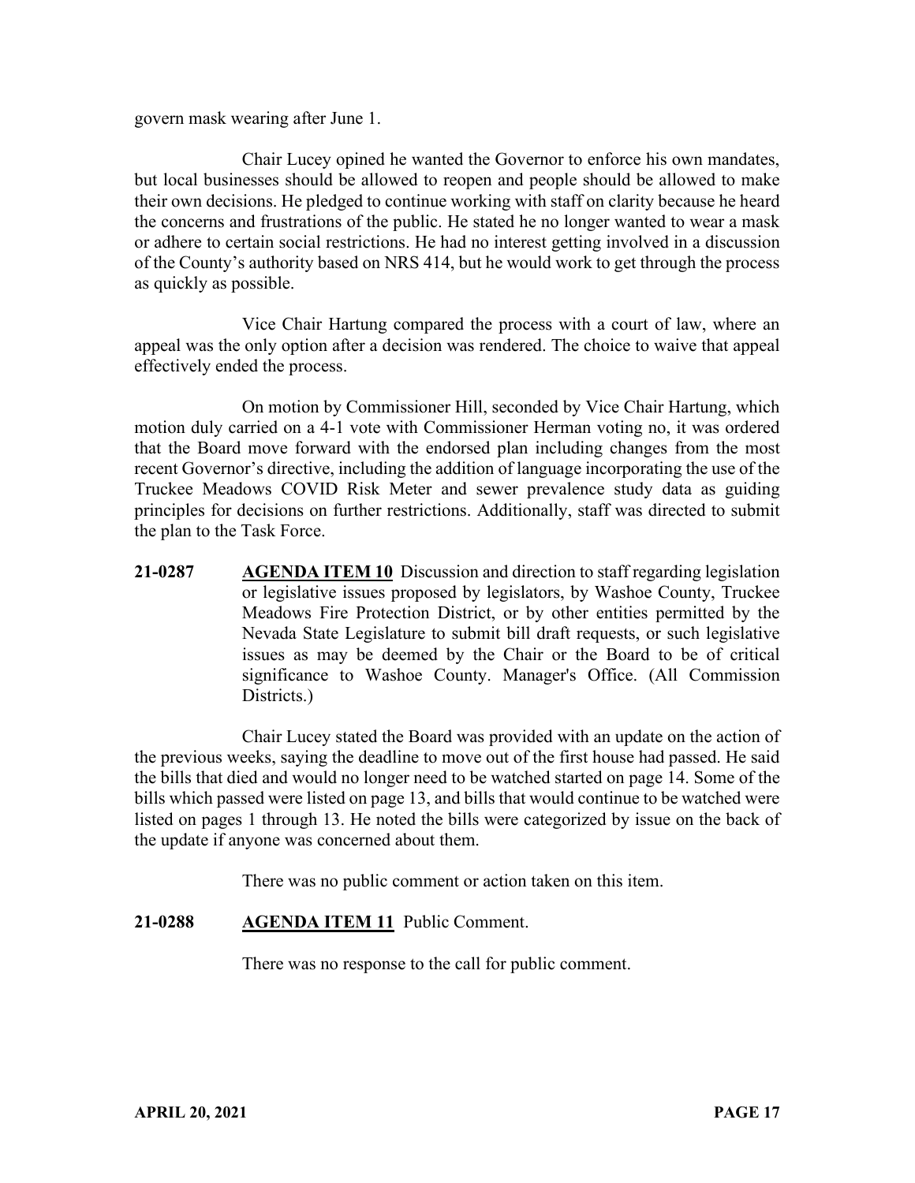govern mask wearing after June 1.

Chair Lucey opined he wanted the Governor to enforce his own mandates, but local businesses should be allowed to reopen and people should be allowed to make their own decisions. He pledged to continue working with staff on clarity because he heard the concerns and frustrations of the public. He stated he no longer wanted to wear a mask or adhere to certain social restrictions. He had no interest getting involved in a discussion of the County's authority based on NRS 414, but he would work to get through the process as quickly as possible.

Vice Chair Hartung compared the process with a court of law, where an appeal was the only option after a decision was rendered. The choice to waive that appeal effectively ended the process.

On motion by Commissioner Hill, seconded by Vice Chair Hartung, which motion duly carried on a 4-1 vote with Commissioner Herman voting no, it was ordered that the Board move forward with the endorsed plan including changes from the most recent Governor's directive, including the addition of language incorporating the use of the Truckee Meadows COVID Risk Meter and sewer prevalence study data as guiding principles for decisions on further restrictions. Additionally, staff was directed to submit the plan to the Task Force.

**21-0287 AGENDA ITEM 10** Discussion and direction to staff regarding legislation or legislative issues proposed by legislators, by Washoe County, Truckee Meadows Fire Protection District, or by other entities permitted by the Nevada State Legislature to submit bill draft requests, or such legislative issues as may be deemed by the Chair or the Board to be of critical significance to Washoe County. Manager's Office. (All Commission Districts.)

Chair Lucey stated the Board was provided with an update on the action of the previous weeks, saying the deadline to move out of the first house had passed. He said the bills that died and would no longer need to be watched started on page 14. Some of the bills which passed were listed on page 13, and bills that would continue to be watched were listed on pages 1 through 13. He noted the bills were categorized by issue on the back of the update if anyone was concerned about them.

There was no public comment or action taken on this item.

**21-0288 AGENDA ITEM 11** Public Comment.

There was no response to the call for public comment.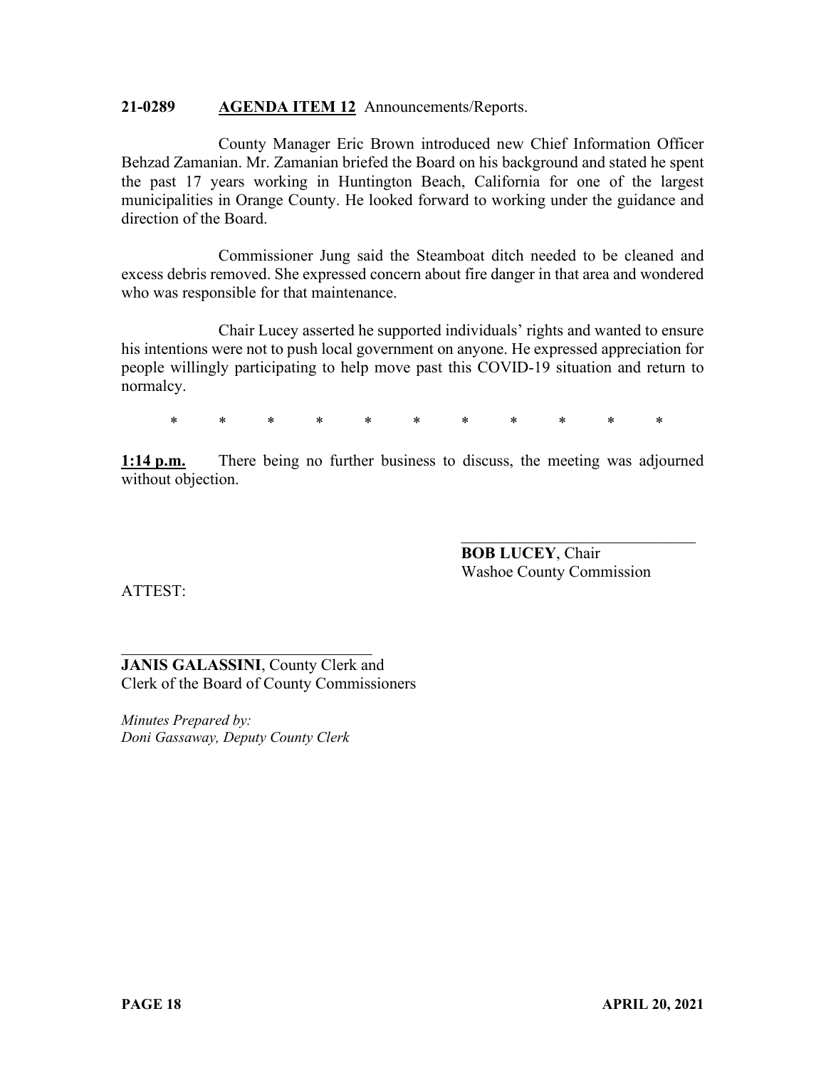**21-0289** **AGENDA ITEM 12** Announcements/Reports.

County Manager Eric Brown introduced new Chief Information Officer Behzad Zamanian. Mr. Zamanian briefed the Board on his background and stated he spent the past 17 years working in Huntington Beach, California for one of the largest municipalities in Orange County. He looked forward to working under the guidance and direction of the Board.

Commissioner Jung said the Steamboat ditch needed to be cleaned and excess debris removed. She expressed concern about fire danger in that area and wondered who was responsible for that maintenance.

Chair Lucey asserted he supported individuals' rights and wanted to ensure his intentions were not to push local government on anyone. He expressed appreciation for people willingly participating to help move past this COVID-19 situation and return to normalcy.

\* \* \* \* \* \* \* \* \* \* \*

**1:14 p.m.** There being no further business to discuss, the meeting was adjourned without objection.

\_\_\_\_\_\_\_\_\_\_\_\_\_\_\_\_\_\_\_\_\_\_\_\_\_\_\_\_

**BOB LUCEY**, Chair
Washoe County Commission

ATTEST:

\_\_\_\_\_\_\_\_\_\_\_\_\_\_\_\_\_\_\_\_\_\_\_\_\_\_\_\_

**JANIS GALASSINI**, County Clerk and
Clerk of the Board of County Commissioners

*Minutes Prepared by:*
*Doni Gassaway, Deputy County Clerk*